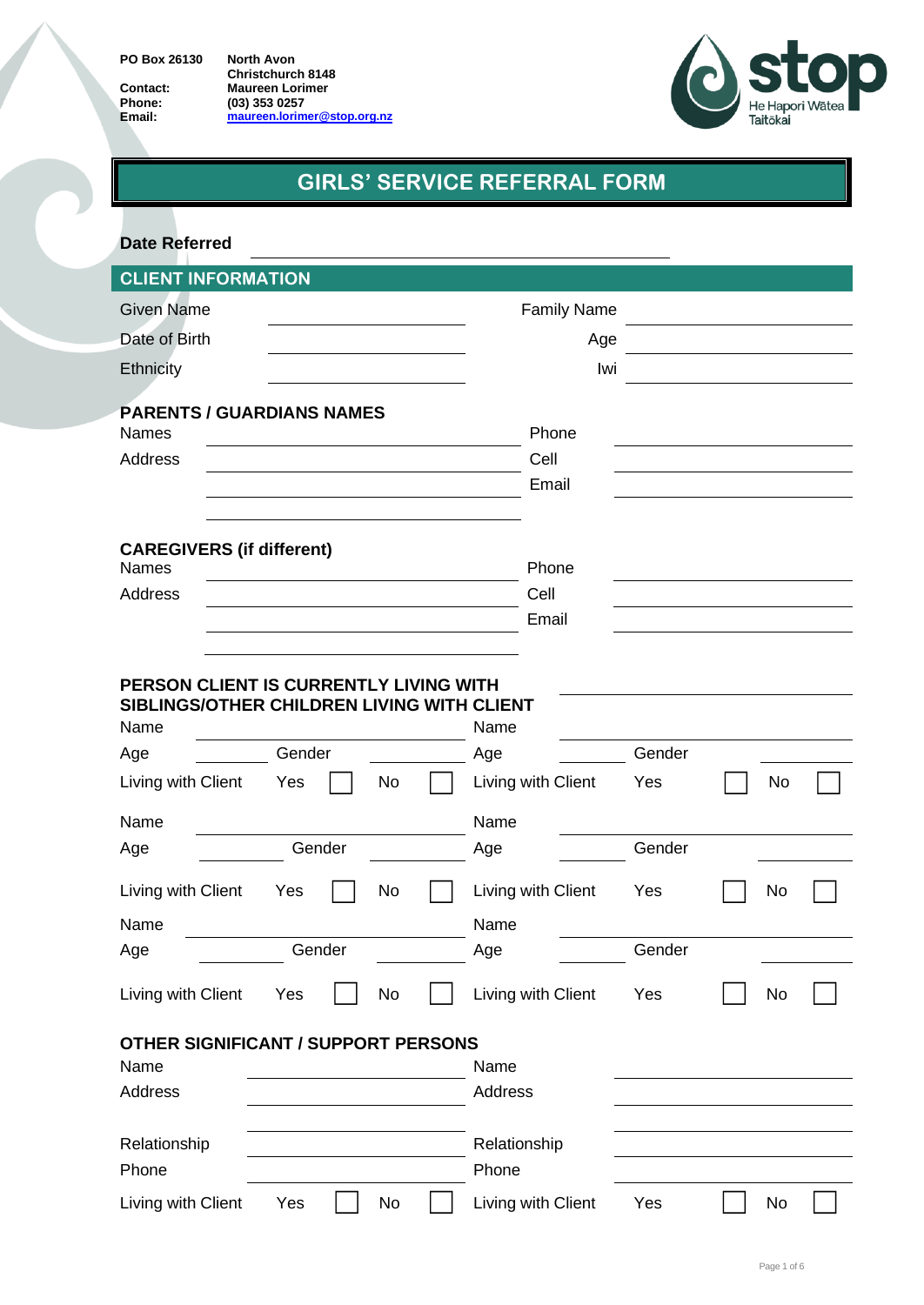PO Box 26130 — North Avon, Christchurch 8148
Contact: Maureen Lorimer
Phone: (03) 353 0257
Email: maureen.lorimer@stop.org.nz

stop — He Hapori Wātea Taitōkai

# GIRLS' SERVICE REFERRAL FORM

**Date Referred** \_\_\_\_\_\_\_\_\_\_\_\_\_\_\_\_\_\_\_\_

## CLIENT INFORMATION

| | | | |
|---|---|---|---|
| Given Name | | Family Name | |
| Date of Birth | | Age | |
| Ethnicity | | Iwi | |

### PARENTS / GUARDIANS NAMES

| | | | |
|---|---|---|---|
| Names | | Phone | |
| Address | | Cell | |
| | | Email | |
| | | | |

### CAREGIVERS (if different)

| | | | |
|---|---|---|---|
| Names | | Phone | |
| Address | | Cell | |
| | | Email | |
| | | | |

### PERSON CLIENT IS CURRENTLY LIVING WITH \_\_\_\_\_\_\_\_\_\_\_\_\_\_\_\_\_\_\_\_

### SIBLINGS/OTHER CHILDREN LIVING WITH CLIENT

| | | | | | | | |
|---|---|---|---|---|---|---|---|
| Name | | | | Name | | | |
| Age | | Gender | | Age | | Gender | |
| Living with Client | Yes ☐ | No ☐ | | Living with Client | Yes ☐ | No ☐ | |
| Name | | | | Name | | | |
| Age | | Gender | | Age | | Gender | |
| Living with Client | Yes ☐ | No ☐ | | Living with Client | Yes ☐ | No ☐ | |
| Name | | | | Name | | | |
| Age | | Gender | | Age | | Gender | |
| Living with Client | Yes ☐ | No ☐ | | Living with Client | Yes ☐ | No ☐ | |

### OTHER SIGNIFICANT / SUPPORT PERSONS

| | | | | | |
|---|---|---|---|---|---|
| Name | | | Name | | |
| Address | | | Address | | |
| | | | | | |
| Relationship | | | Relationship | | |
| Phone | | | Phone | | |
| Living with Client | Yes ☐ | No ☐ | Living with Client | Yes ☐ | No ☐ |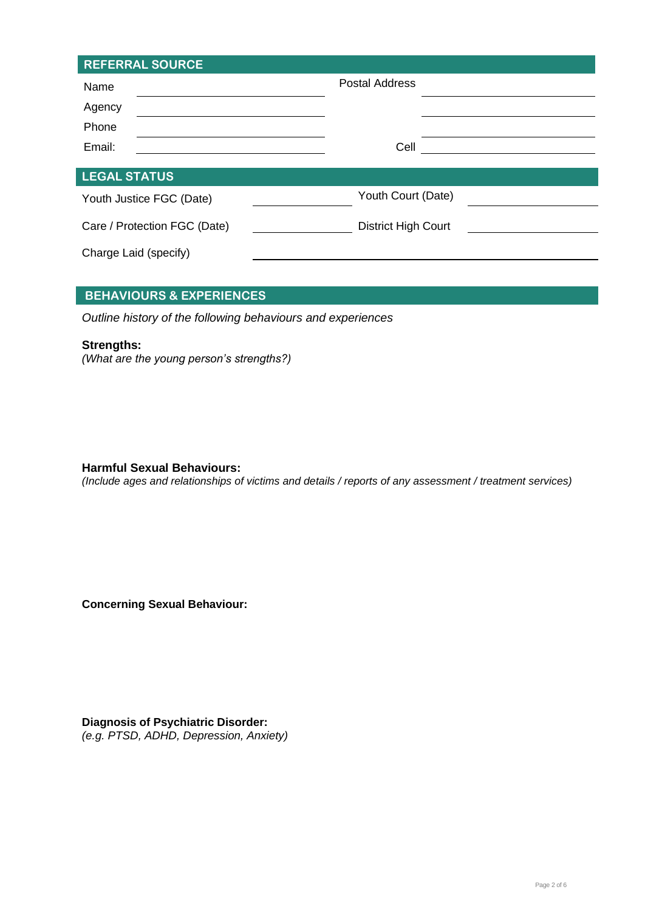## REFERRAL SOURCE

| | | | |
|---|---|---|---|
| Name | | Postal Address | |
| Agency | | | |
| Phone | | | |
| Email: | | Cell | |

## LEGAL STATUS

| | | | |
|---|---|---|---|
| Youth Justice FGC (Date) | | Youth Court (Date) | |
| Care / Protection FGC (Date) | | District High Court | |
| Charge Laid (specify) | | | |

## BEHAVIOURS & EXPERIENCES

*Outline history of the following behaviours and experiences*

**Strengths:**
*(What are the young person's strengths?)*

**Harmful Sexual Behaviours:**
*(Include ages and relationships of victims and details / reports of any assessment / treatment services)*

**Concerning Sexual Behaviour:**

**Diagnosis of Psychiatric Disorder:**
*(e.g. PTSD, ADHD, Depression, Anxiety)*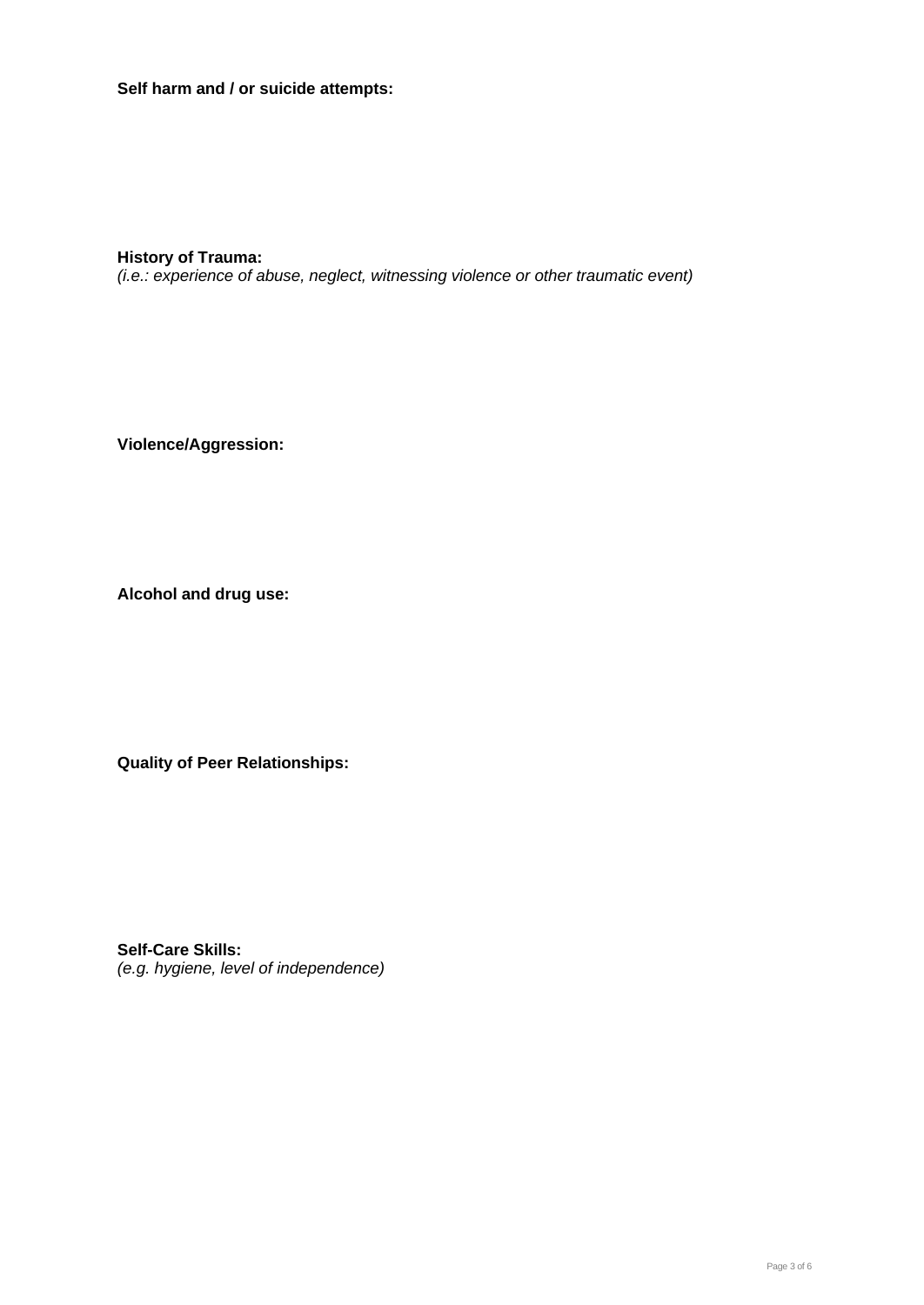**Self harm and / or suicide attempts:**

**History of Trauma:**
*(i.e.: experience of abuse, neglect, witnessing violence or other traumatic event)*

**Violence/Aggression:**

**Alcohol and drug use:**

**Quality of Peer Relationships:**

**Self-Care Skills:**
*(e.g. hygiene, level of independence)*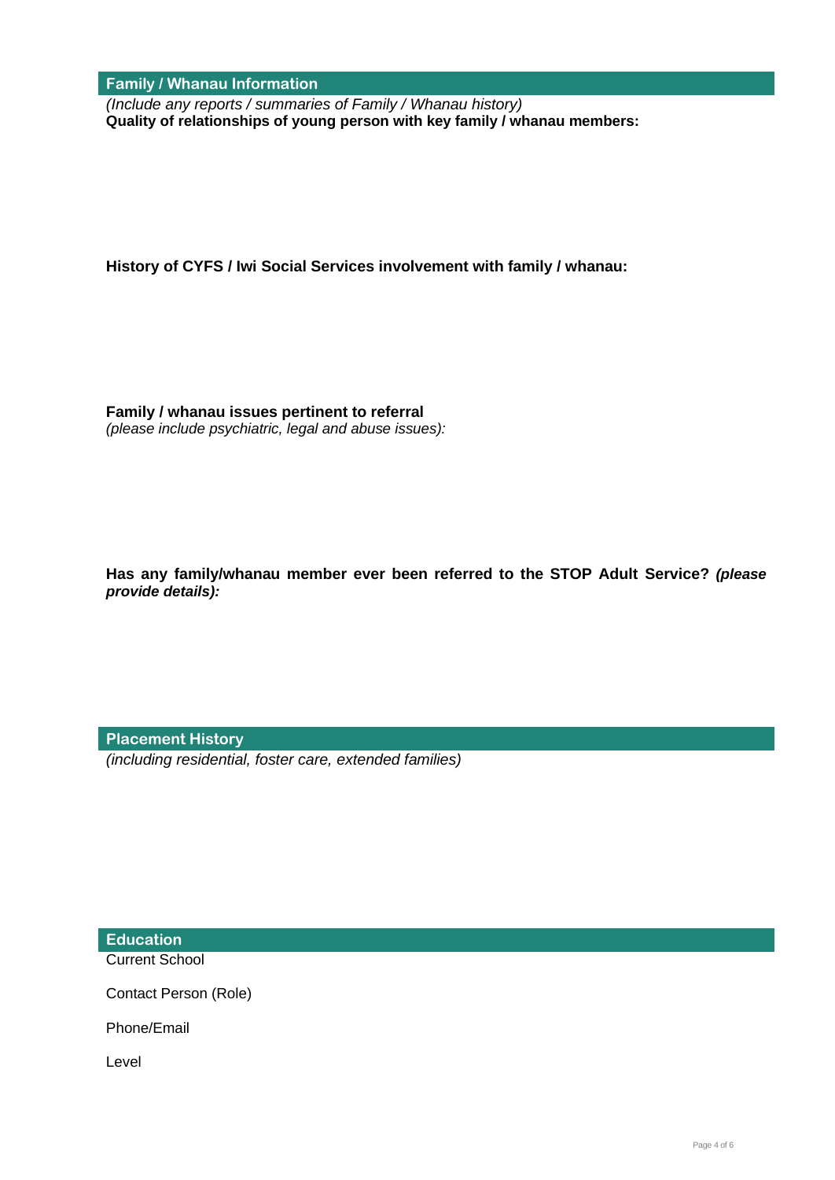## Family / Whanau Information

*(Include any reports / summaries of Family / Whanau history)*

**Quality of relationships of young person with key family / whanau members:**

**History of CYFS / Iwi Social Services involvement with family / whanau:**

**Family / whanau issues pertinent to referral**
*(please include psychiatric, legal and abuse issues):*

**Has any family/whanau member ever been referred to the STOP Adult Service?** ***(please provide details):***

## Placement History

*(including residential, foster care, extended families)*

## Education

Current School

Contact Person (Role)

Phone/Email

Level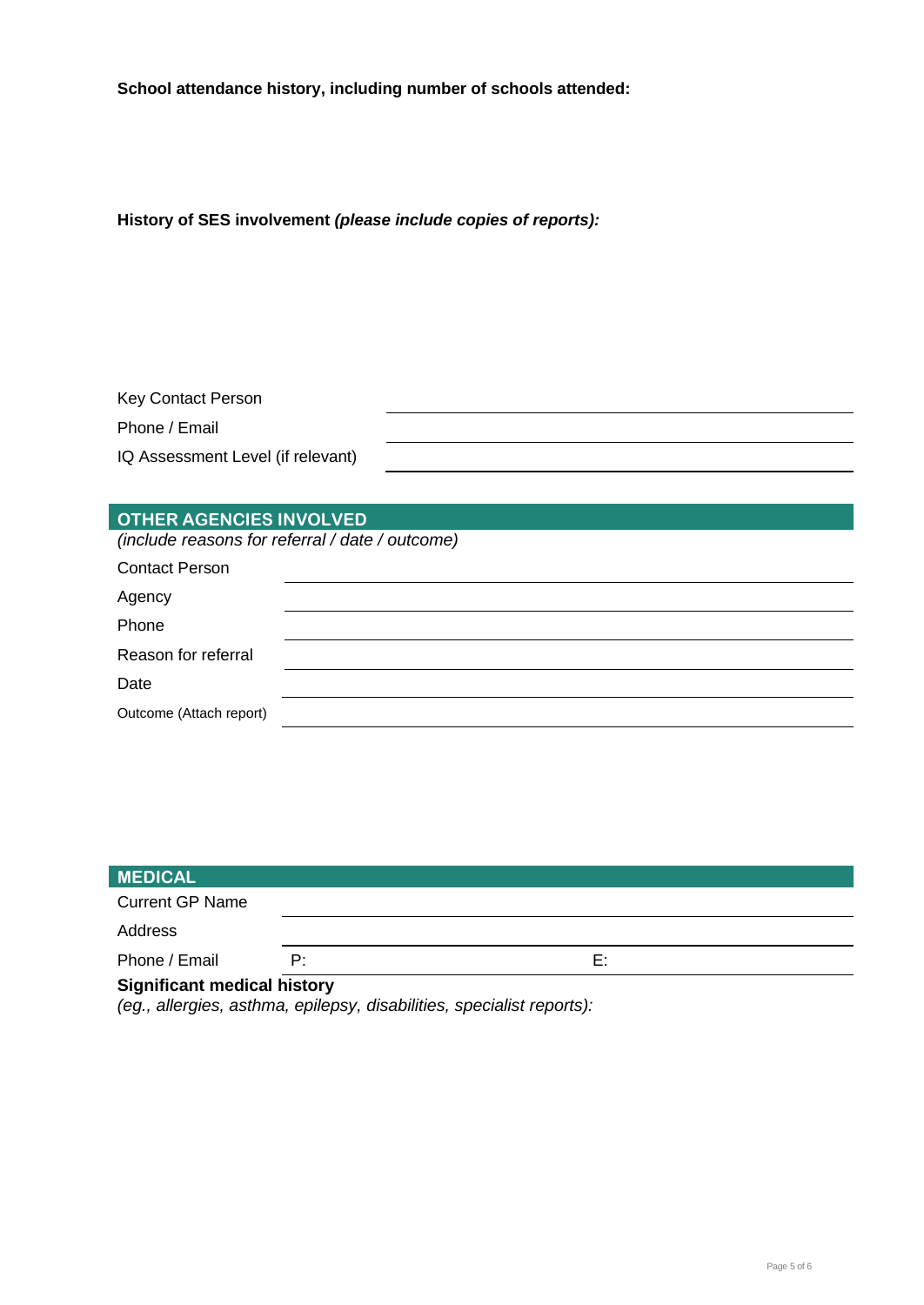**School attendance history, including number of schools attended:**

**History of SES involvement *(please include copies of reports):***

Key Contact Person ____________________

Phone / Email ____________________

IQ Assessment Level (if relevant) ____________________

## OTHER AGENCIES INVOLVED

*(include reasons for referral / date / outcome)*

Contact Person ____________________

Agency ____________________

Phone ____________________

Reason for referral ____________________

Date ____________________

Outcome (Attach report) ____________________

## MEDICAL

Current GP Name ____________________

Address ____________________

Phone / Email P: E:

**Significant medical history**

*(eg., allergies, asthma, epilepsy, disabilities, specialist reports):*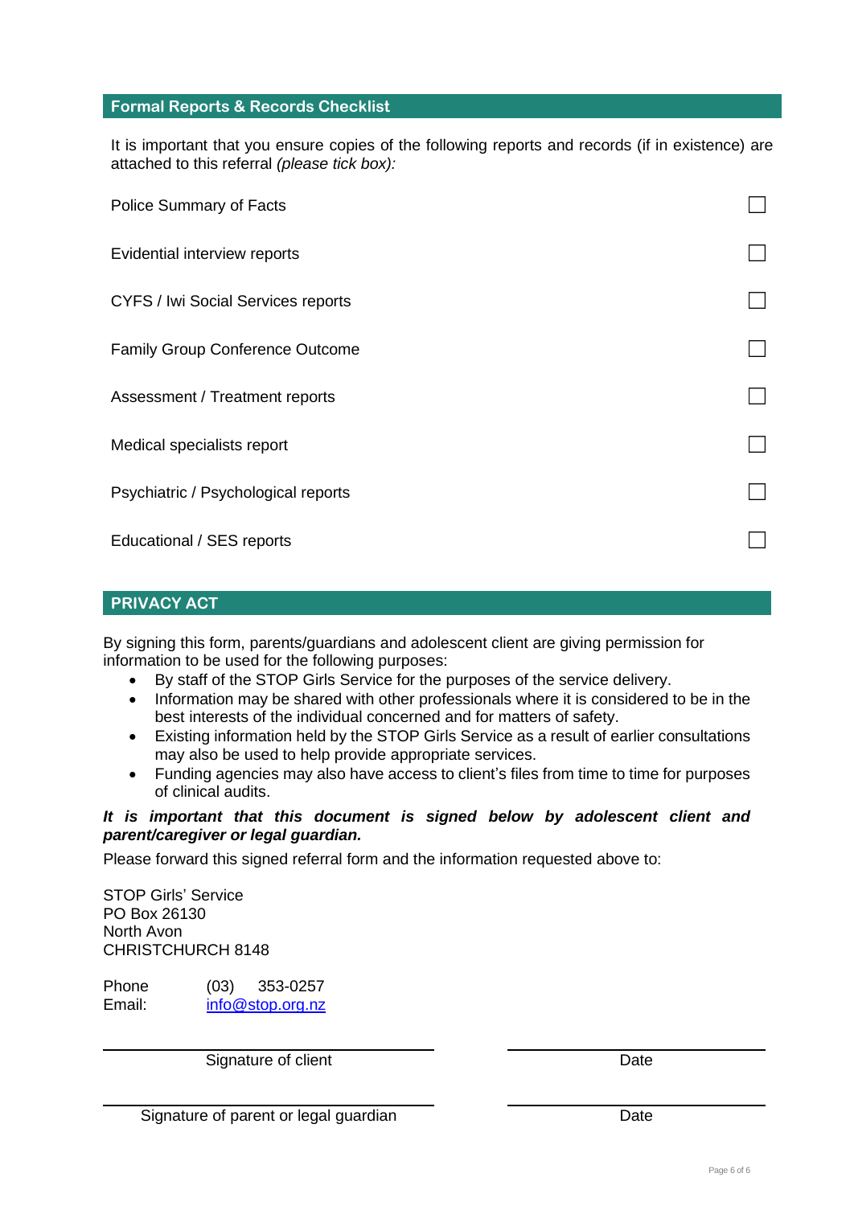## Formal Reports & Records Checklist

It is important that you ensure copies of the following reports and records (if in existence) are attached to this referral *(please tick box):*

- [ ] Police Summary of Facts
- [ ] Evidential interview reports
- [ ] CYFS / Iwi Social Services reports
- [ ] Family Group Conference Outcome
- [ ] Assessment / Treatment reports
- [ ] Medical specialists report
- [ ] Psychiatric / Psychological reports
- [ ] Educational / SES reports

## PRIVACY ACT

By signing this form, parents/guardians and adolescent client are giving permission for information to be used for the following purposes:

- By staff of the STOP Girls Service for the purposes of the service delivery.
- Information may be shared with other professionals where it is considered to be in the best interests of the individual concerned and for matters of safety.
- Existing information held by the STOP Girls Service as a result of earlier consultations may also be used to help provide appropriate services.
- Funding agencies may also have access to client's files from time to time for purposes of clinical audits.

***It is important that this document is signed below by adolescent client and parent/caregiver or legal guardian.***

Please forward this signed referral form and the information requested above to:

STOP Girls' Service
PO Box 26130
North Avon
CHRISTCHURCH 8148

Phone (03) 353-0257
Email: info@stop.org.nz

______________________________ Signature of client

______________________________ Date

______________________________ Signature of parent or legal guardian

______________________________ Date